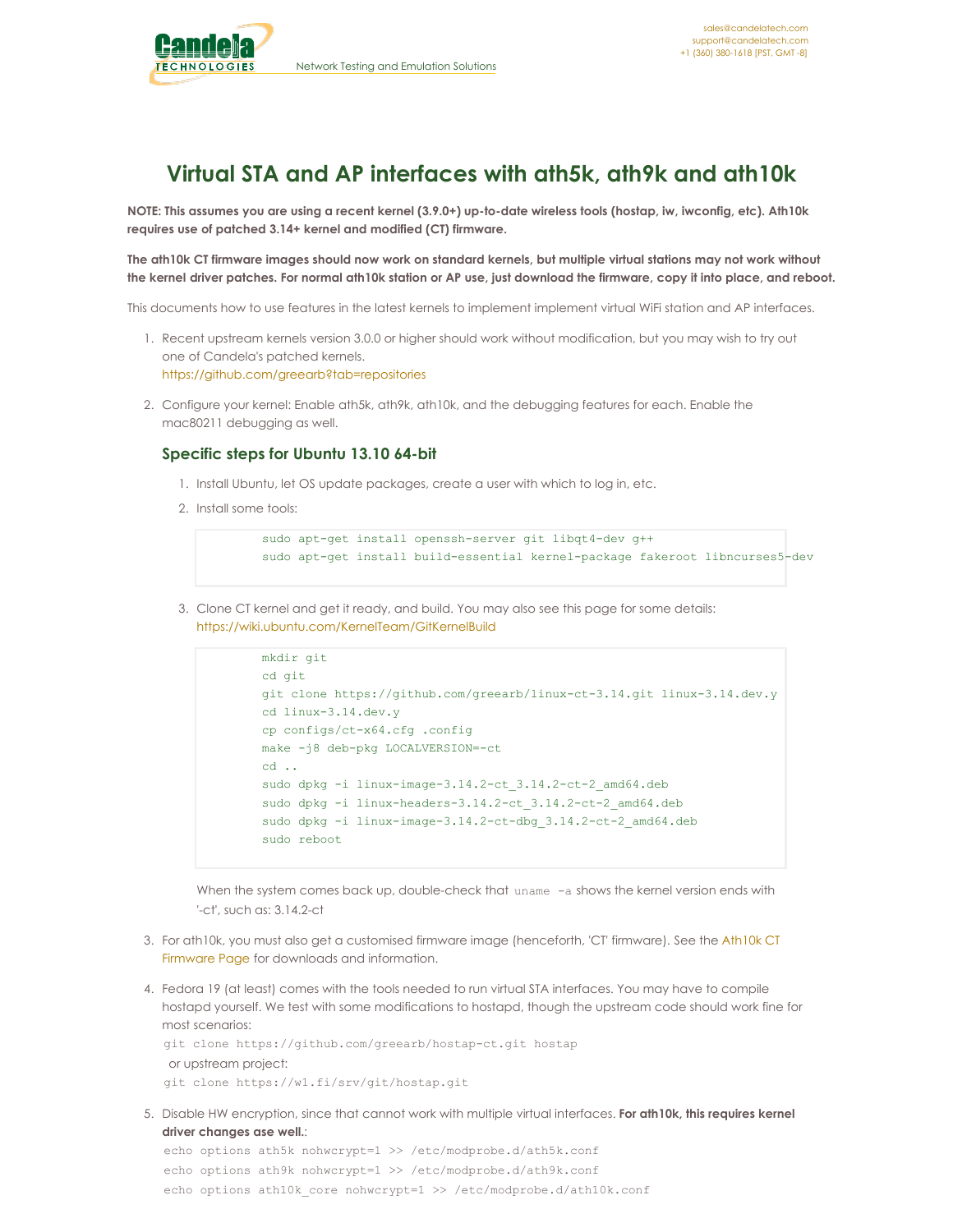# Virtual STA and AP interfaces with ath5k, ath9k and ath10k

**NOTE: This assumes you are using a recent kernel (3.9.0+) up-to-date wireless tools (hostap, iw, iwconfig, etc). Ath10k requires use of patched 3.14+ kernel and modified (CT) firmware.**

**The ath10k CT firmware images should now work on standard kernels, but multiple virtual stations may not work without the kernel driver patches. For normal ath10k station or AP use, just download the firmware, copy it into place, and reboot.**

This documents how to use features in the latest kernels to implement implement virtual WiFi station and AP interfaces.

1. Recent upstream kernels version 3.0.0 or higher should work without modification, but you may wish to try out one of Candela's patched kernels.
   https://github.com/greearb?tab=repositories

2. Configure your kernel: Enable ath5k, ath9k, ath10k, and the debugging features for each. Enable the mac80211 debugging as well.

   ### Specific steps for Ubuntu 13.10 64-bit

   1. Install Ubuntu, let OS update packages, create a user with which to log in, etc.
   2. Install some tools:

      ```
      sudo apt-get install openssh-server git libqt4-dev g++
      sudo apt-get install build-essential kernel-package fakeroot libncurses5-dev
      ```

   3. Clone CT kernel and get it ready, and build. You may also see this page for some details: https://wiki.ubuntu.com/KernelTeam/GitKernelBuild

      ```
      mkdir git
      cd git
      git clone https://github.com/greearb/linux-ct-3.14.git linux-3.14.dev.y
      cd linux-3.14.dev.y
      cp configs/ct-x64.cfg .config
      make -j8 deb-pkg LOCALVERSION=-ct
      cd ..
      sudo dpkg -i linux-image-3.14.2-ct_3.14.2-ct-2_amd64.deb
      sudo dpkg -i linux-headers-3.14.2-ct_3.14.2-ct-2_amd64.deb
      sudo dpkg -i linux-image-3.14.2-ct-dbg_3.14.2-ct-2_amd64.deb
      sudo reboot
      ```

      When the system comes back up, double-check that `uname -a` shows the kernel version ends with '-ct', such as: 3.14.2-ct

3. For ath10k, you must also get a customised firmware image (henceforth, 'CT' firmware). See the Ath10k CT Firmware Page for downloads and information.

4. Fedora 19 (at least) comes with the tools needed to run virtual STA interfaces. You may have to compile hostapd yourself. We test with some modifications to hostapd, though the upstream code should work fine for most scenarios:
   `git clone https://github.com/greearb/hostap-ct.git hostap`
   or upstream project:
   `git clone https://w1.fi/srv/git/hostap.git`

5. Disable HW encryption, since that cannot work with multiple virtual interfaces. **For ath10k, this requires kernel driver changes ase well.**:
   ```
   echo options ath5k nohwcrypt=1 >> /etc/modprobe.d/ath5k.conf
   echo options ath9k nohwcrypt=1 >> /etc/modprobe.d/ath9k.conf
   echo options ath10k_core nohwcrypt=1 >> /etc/modprobe.d/ath10k.conf
   ```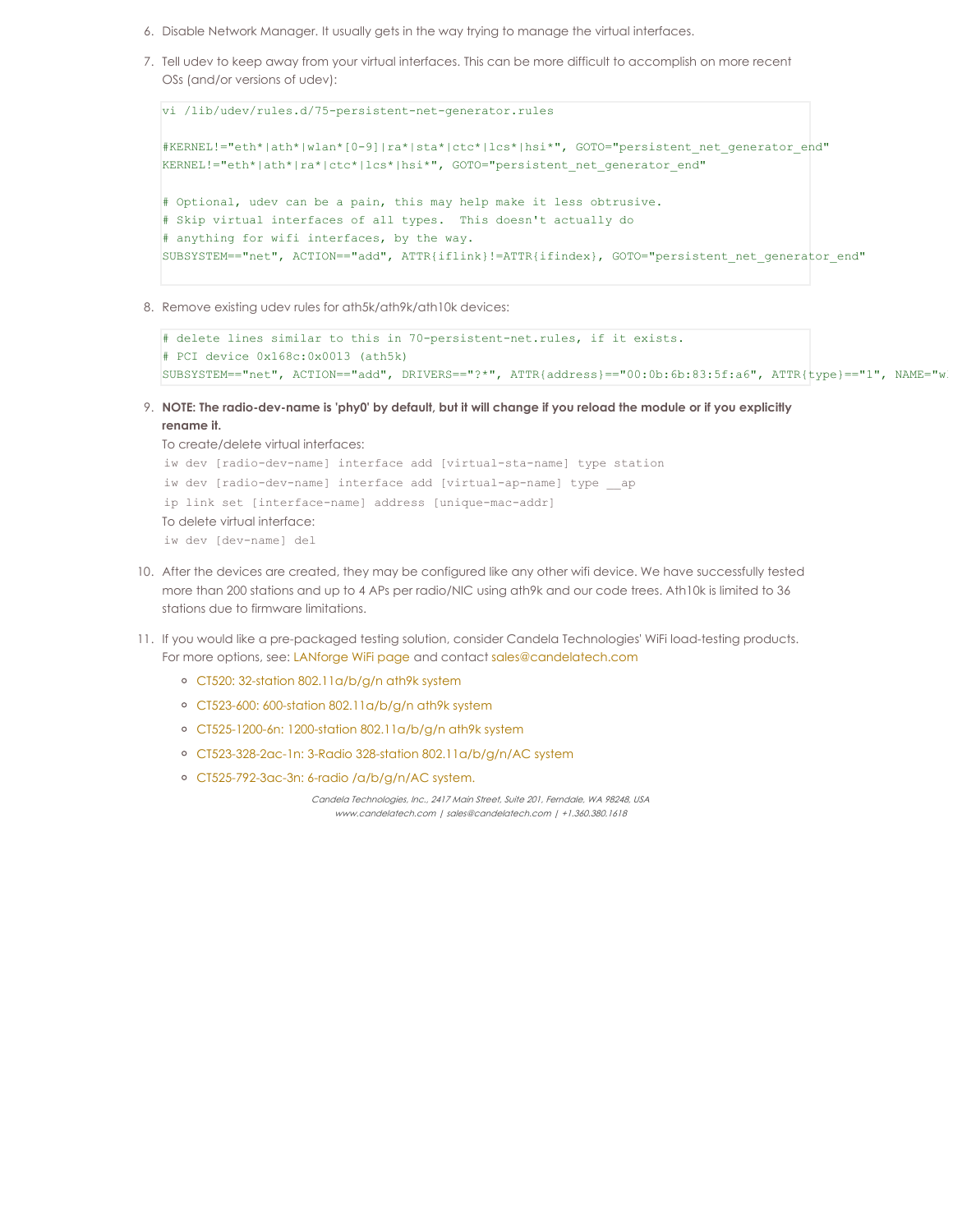6. Disable Network Manager. It usually gets in the way trying to manage the virtual interfaces.

7. Tell udev to keep away from your virtual interfaces. This can be more difficult to accomplish on more recent OSs (and/or versions of udev):

```
vi /lib/udev/rules.d/75-persistent-net-generator.rules

#KERNEL!="eth*|ath*|wlan*[0-9]|ra*|sta*|ctc*|lcs*|hsi*", GOTO="persistent_net_generator_end"
KERNEL!="eth*|ath*|ra*|ctc*|lcs*|hsi*", GOTO="persistent_net_generator_end"

# Optional, udev can be a pain, this may help make it less obtrusive.
# Skip virtual interfaces of all types.  This doesn't actually do
# anything for wifi interfaces, by the way.
SUBSYSTEM=="net", ACTION=="add", ATTR{iflink}!=ATTR{ifindex}, GOTO="persistent_net_generator_end"
```

8. Remove existing udev rules for ath5k/ath9k/ath10k devices:

```
# delete lines similar to this in 70-persistent-net.rules, if it exists.
# PCI device 0x168c:0x0013 (ath5k)
SUBSYSTEM=="net", ACTION=="add", DRIVERS=="?*", ATTR{address}=="00:0b:6b:83:5f:a6", ATTR{type}=="1", NAME="w
```

9. **NOTE: The radio-dev-name is 'phy0' by default, but it will change if you reload the module or if you explicitly rename it.**
   To create/delete virtual interfaces:
   ```
   iw dev [radio-dev-name] interface add [virtual-sta-name] type station
   iw dev [radio-dev-name] interface add [virtual-ap-name] type __ap
   ip link set [interface-name] address [unique-mac-addr]
   ```
   To delete virtual interface:
   ```
   iw dev [dev-name] del
   ```

10. After the devices are created, they may be configured like any other wifi device. We have successfully tested more than 200 stations and up to 4 APs per radio/NIC using ath9k and our code trees. Ath10k is limited to 36 stations due to firmware limitations.

11. If you would like a pre-packaged testing solution, consider Candela Technologies' WiFi load-testing products. For more options, see: LANforge WiFi page and contact sales@candelatech.com
    - CT520: 32-station 802.11a/b/g/n ath9k system
    - CT523-600: 600-station 802.11a/b/g/n ath9k system
    - CT525-1200-6n: 1200-station 802.11a/b/g/n ath9k system
    - CT523-328-2ac-1n: 3-Radio 328-station 802.11a/b/g/n/AC system
    - CT525-792-3ac-3n: 6-radio /a/b/g/n/AC system.

*Candela Technologies, Inc., 2417 Main Street, Suite 201, Ferndale, WA 98248, USA*
*www.candelatech.com | sales@candelatech.com | +1.360.380.1618*